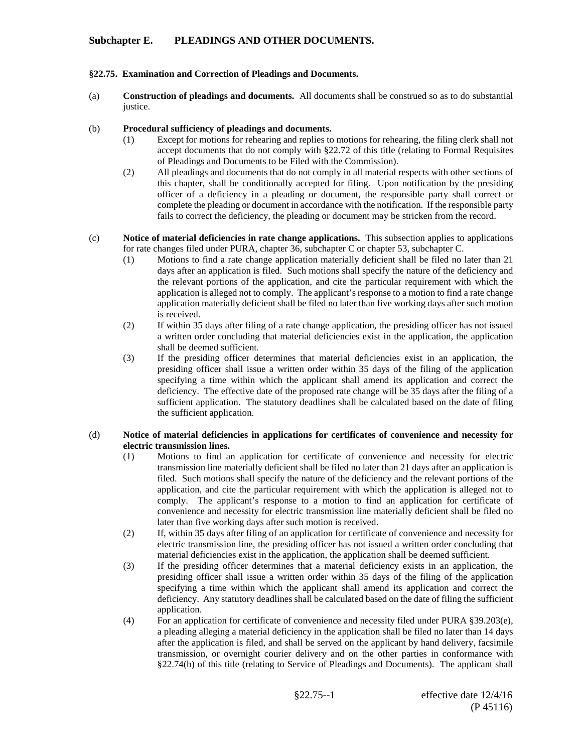## Subchapter E. PLEADINGS AND OTHER DOCUMENTS.

### §22.75. Examination and Correction of Pleadings and Documents.

(a) **Construction of pleadings and documents.** All documents shall be construed so as to do substantial justice.

(b) **Procedural sufficiency of pleadings and documents.**

(1) Except for motions for rehearing and replies to motions for rehearing, the filing clerk shall not accept documents that do not comply with §22.72 of this title (relating to Formal Requisites of Pleadings and Documents to be Filed with the Commission).

(2) All pleadings and documents that do not comply in all material respects with other sections of this chapter, shall be conditionally accepted for filing. Upon notification by the presiding officer of a deficiency in a pleading or document, the responsible party shall correct or complete the pleading or document in accordance with the notification. If the responsible party fails to correct the deficiency, the pleading or document may be stricken from the record.

(c) **Notice of material deficiencies in rate change applications.** This subsection applies to applications for rate changes filed under PURA, chapter 36, subchapter C or chapter 53, subchapter C.

(1) Motions to find a rate change application materially deficient shall be filed no later than 21 days after an application is filed. Such motions shall specify the nature of the deficiency and the relevant portions of the application, and cite the particular requirement with which the application is alleged not to comply. The applicant's response to a motion to find a rate change application materially deficient shall be filed no later than five working days after such motion is received.

(2) If within 35 days after filing of a rate change application, the presiding officer has not issued a written order concluding that material deficiencies exist in the application, the application shall be deemed sufficient.

(3) If the presiding officer determines that material deficiencies exist in an application, the presiding officer shall issue a written order within 35 days of the filing of the application specifying a time within which the applicant shall amend its application and correct the deficiency. The effective date of the proposed rate change will be 35 days after the filing of a sufficient application. The statutory deadlines shall be calculated based on the date of filing the sufficient application.

(d) **Notice of material deficiencies in applications for certificates of convenience and necessity for electric transmission lines.**

(1) Motions to find an application for certificate of convenience and necessity for electric transmission line materially deficient shall be filed no later than 21 days after an application is filed. Such motions shall specify the nature of the deficiency and the relevant portions of the application, and cite the particular requirement with which the application is alleged not to comply. The applicant's response to a motion to find an application for certificate of convenience and necessity for electric transmission line materially deficient shall be filed no later than five working days after such motion is received.

(2) If, within 35 days after filing of an application for certificate of convenience and necessity for electric transmission line, the presiding officer has not issued a written order concluding that material deficiencies exist in the application, the application shall be deemed sufficient.

(3) If the presiding officer determines that a material deficiency exists in an application, the presiding officer shall issue a written order within 35 days of the filing of the application specifying a time within which the applicant shall amend its application and correct the deficiency. Any statutory deadlines shall be calculated based on the date of filing the sufficient application.

(4) For an application for certificate of convenience and necessity filed under PURA §39.203(e), a pleading alleging a material deficiency in the application shall be filed no later than 14 days after the application is filed, and shall be served on the applicant by hand delivery, facsimile transmission, or overnight courier delivery and on the other parties in conformance with §22.74(b) of this title (relating to Service of Pleadings and Documents). The applicant shall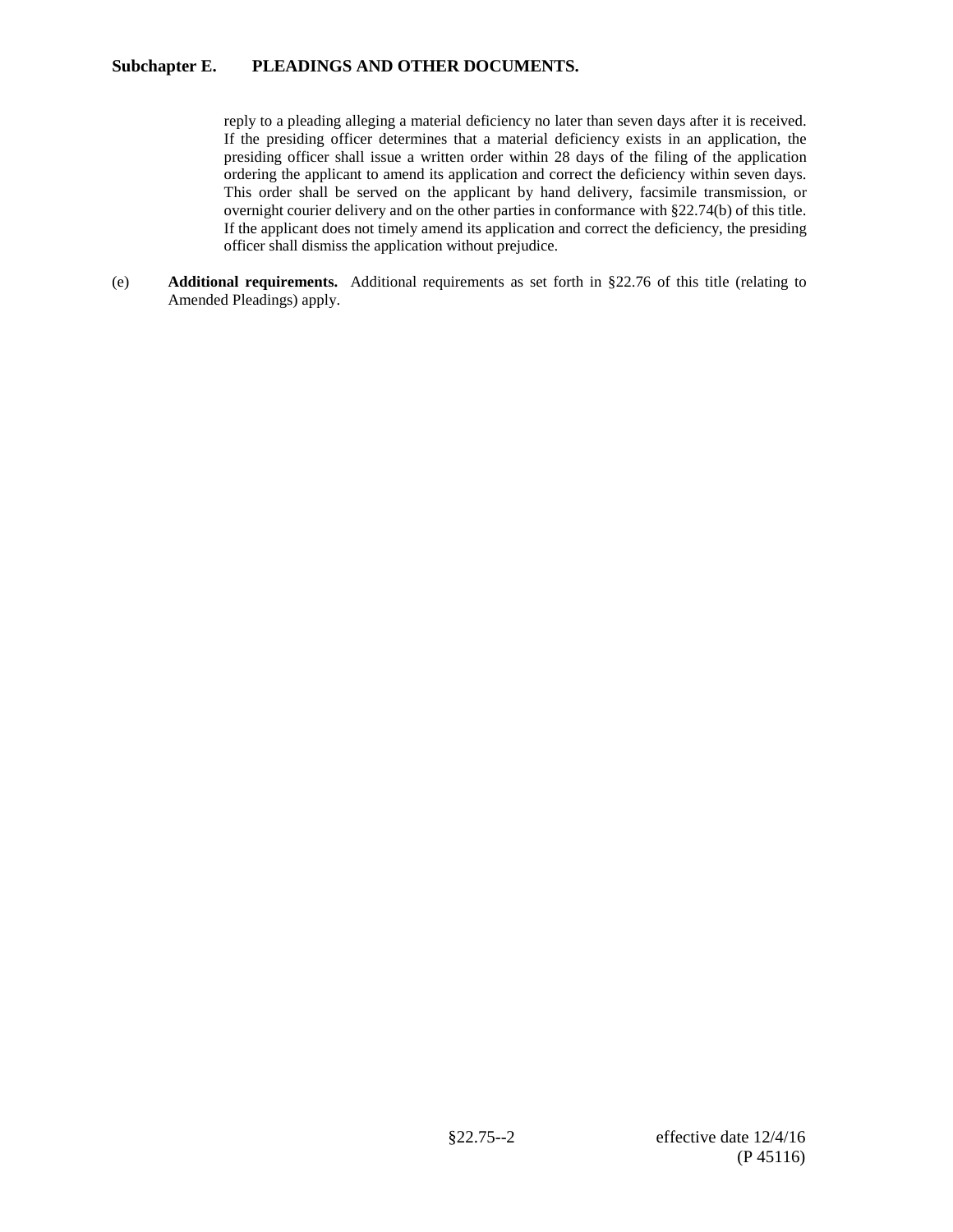reply to a pleading alleging a material deficiency no later than seven days after it is received. If the presiding officer determines that a material deficiency exists in an application, the presiding officer shall issue a written order within 28 days of the filing of the application ordering the applicant to amend its application and correct the deficiency within seven days. This order shall be served on the applicant by hand delivery, facsimile transmission, or overnight courier delivery and on the other parties in conformance with §22.74(b) of this title. If the applicant does not timely amend its application and correct the deficiency, the presiding officer shall dismiss the application without prejudice.

(e) **Additional requirements.** Additional requirements as set forth in §22.76 of this title (relating to Amended Pleadings) apply.